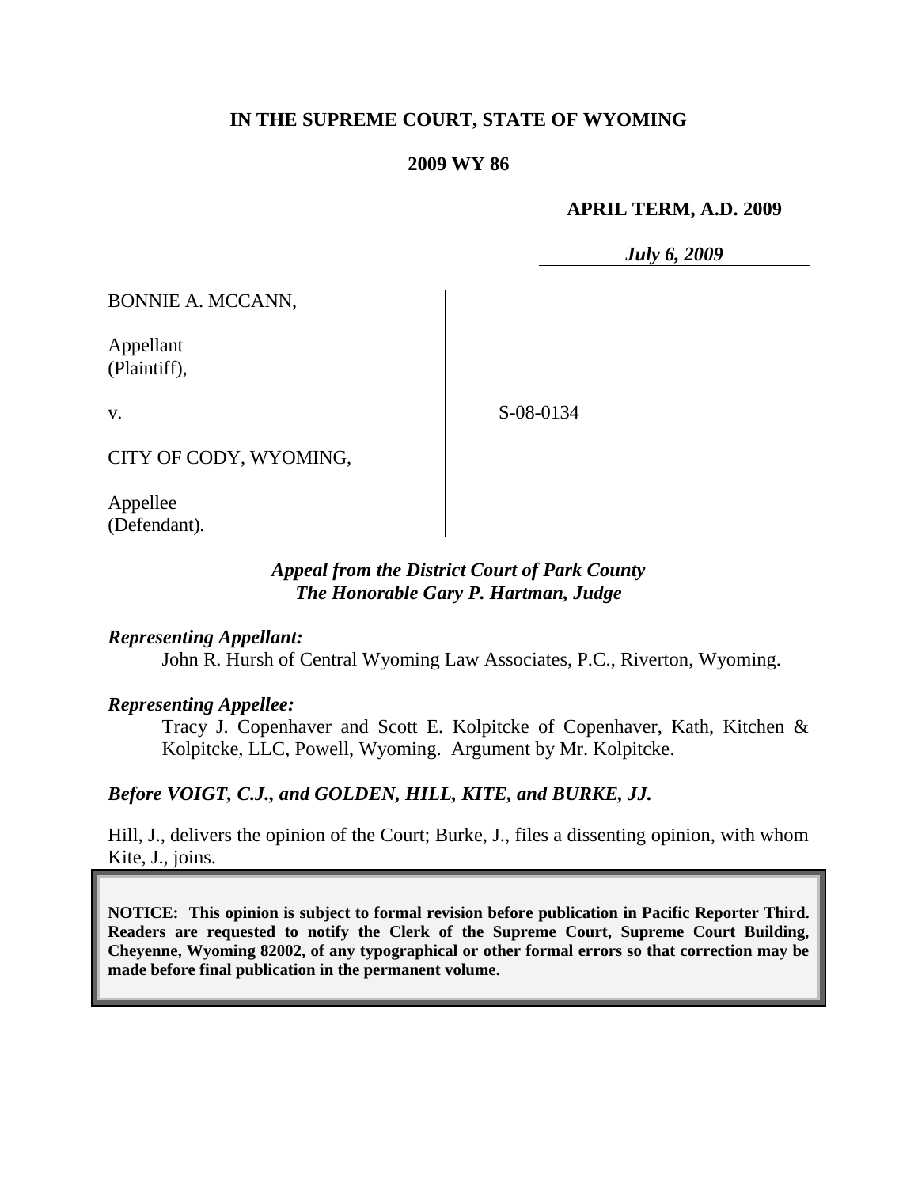**IN THE SUPREME COURT, STATE OF WYOMING**

**2009 WY 86**

**APRIL TERM, A.D. 2009**

***July 6, 2009***

| | |
|---|---|
| BONNIE A. MCCANN,<br><br>Appellant<br>(Plaintiff),<br><br>v.<br><br>CITY OF CODY, WYOMING,<br><br>Appellee<br>(Defendant). | S-08-0134 |

***Appeal from the District Court of Park County***
***The Honorable Gary P. Hartman, Judge***

***Representing Appellant:***

John R. Hursh of Central Wyoming Law Associates, P.C., Riverton, Wyoming.

***Representing Appellee:***

Tracy J. Copenhaver and Scott E. Kolpitcke of Copenhaver, Kath, Kitchen & Kolpitcke, LLC, Powell, Wyoming. Argument by Mr. Kolpitcke.

***Before VOIGT, C.J., and GOLDEN, HILL, KITE, and BURKE, JJ.***

Hill, J., delivers the opinion of the Court; Burke, J., files a dissenting opinion, with whom Kite, J., joins.

**NOTICE: This opinion is subject to formal revision before publication in Pacific Reporter Third. Readers are requested to notify the Clerk of the Supreme Court, Supreme Court Building, Cheyenne, Wyoming 82002, of any typographical or other formal errors so that correction may be made before final publication in the permanent volume.**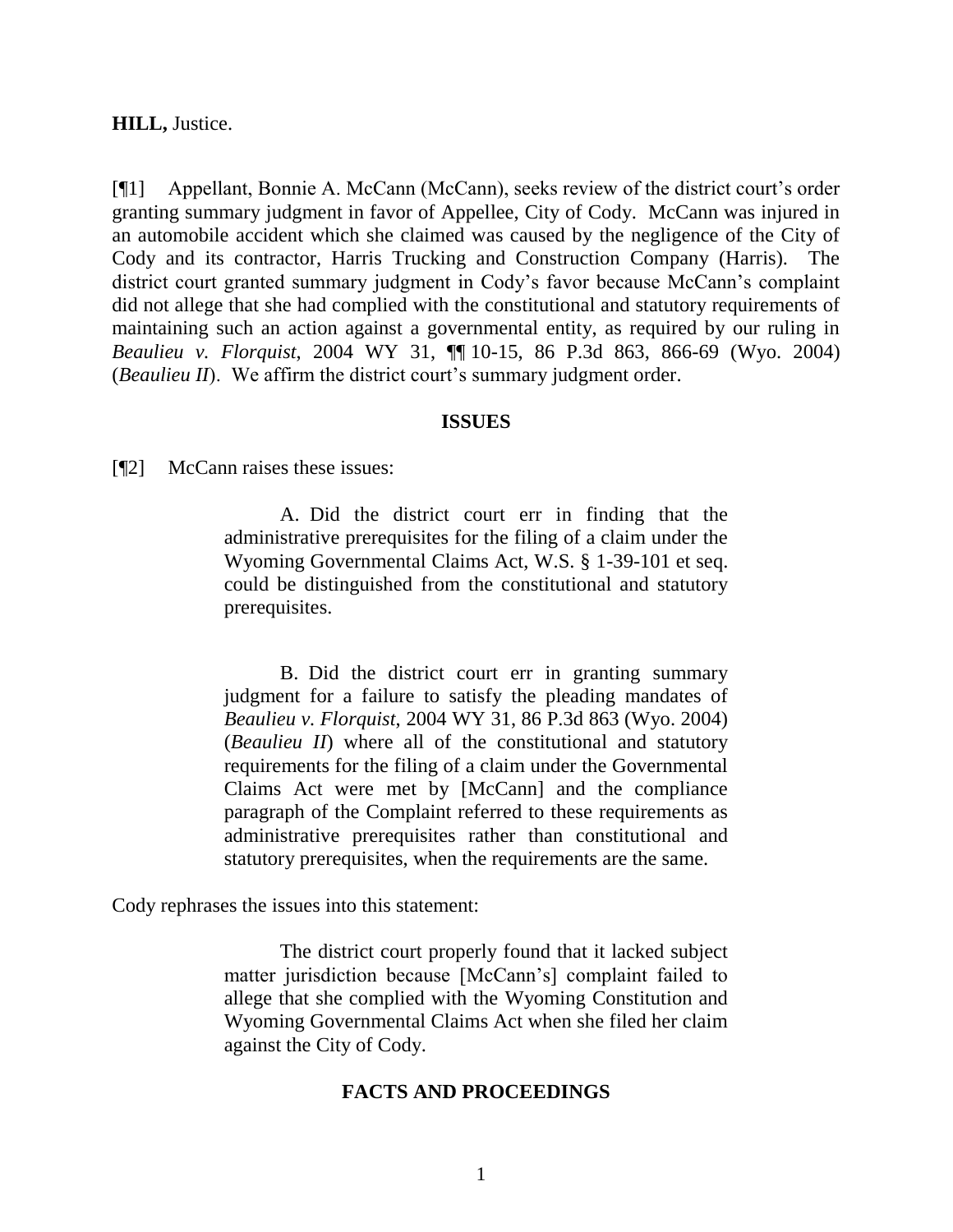**HILL,** Justice.

[¶1] Appellant, Bonnie A. McCann (McCann), seeks review of the district court's order granting summary judgment in favor of Appellee, City of Cody. McCann was injured in an automobile accident which she claimed was caused by the negligence of the City of Cody and its contractor, Harris Trucking and Construction Company (Harris). The district court granted summary judgment in Cody's favor because McCann's complaint did not allege that she had complied with the constitutional and statutory requirements of maintaining such an action against a governmental entity, as required by our ruling in *Beaulieu v. Florquist*, 2004 WY 31, ¶¶ 10-15, 86 P.3d 863, 866-69 (Wyo. 2004) (*Beaulieu II*). We affirm the district court's summary judgment order.

## ISSUES

[¶2] McCann raises these issues:

> A. Did the district court err in finding that the administrative prerequisites for the filing of a claim under the Wyoming Governmental Claims Act, W.S. § 1-39-101 et seq. could be distinguished from the constitutional and statutory prerequisites.
>
> B. Did the district court err in granting summary judgment for a failure to satisfy the pleading mandates of *Beaulieu v. Florquist*, 2004 WY 31, 86 P.3d 863 (Wyo. 2004) (*Beaulieu II*) where all of the constitutional and statutory requirements for the filing of a claim under the Governmental Claims Act were met by [McCann] and the compliance paragraph of the Complaint referred to these requirements as administrative prerequisites rather than constitutional and statutory prerequisites, when the requirements are the same.

Cody rephrases the issues into this statement:

> The district court properly found that it lacked subject matter jurisdiction because [McCann's] complaint failed to allege that she complied with the Wyoming Constitution and Wyoming Governmental Claims Act when she filed her claim against the City of Cody.

## FACTS AND PROCEEDINGS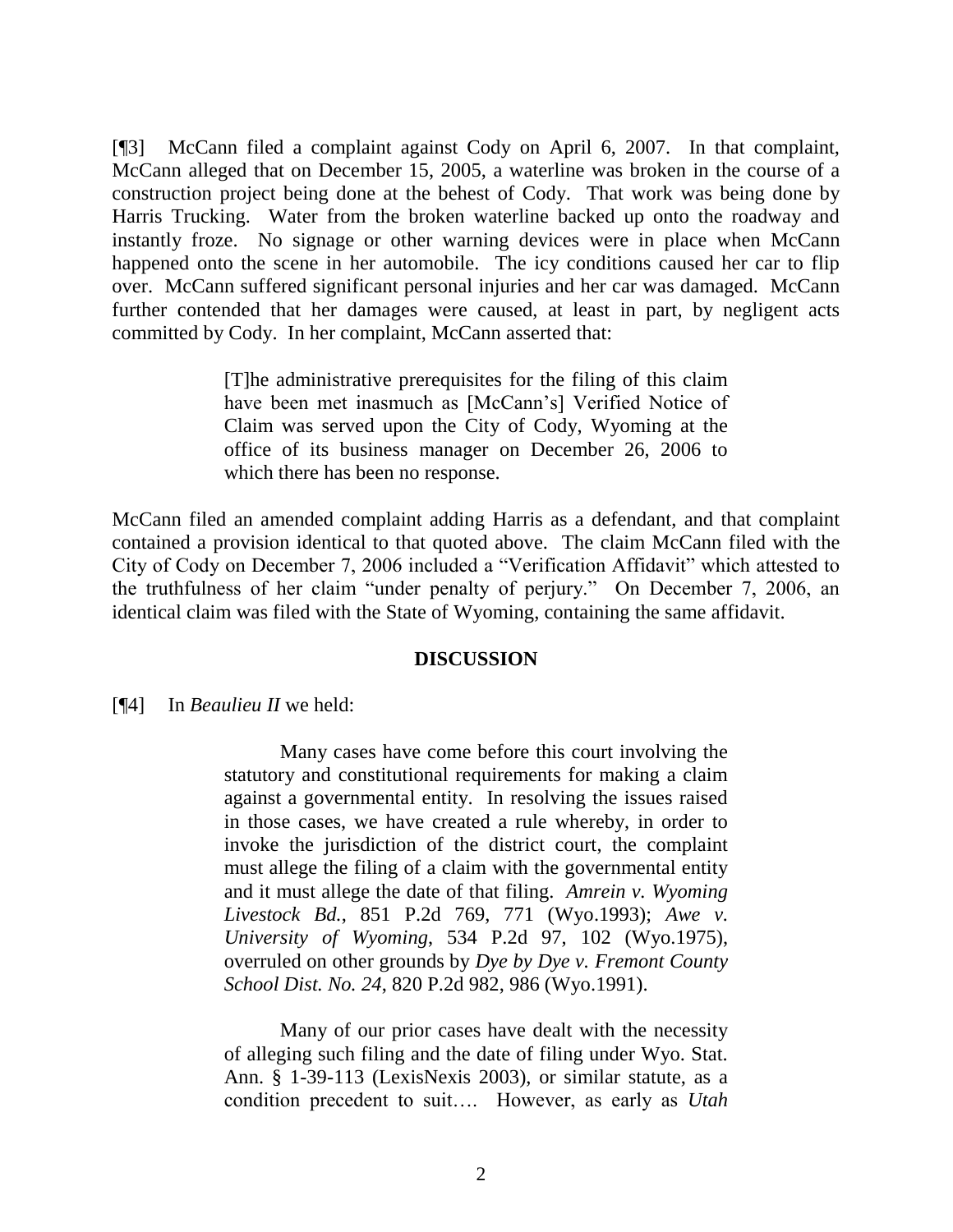[¶3] McCann filed a complaint against Cody on April 6, 2007. In that complaint, McCann alleged that on December 15, 2005, a waterline was broken in the course of a construction project being done at the behest of Cody. That work was being done by Harris Trucking. Water from the broken waterline backed up onto the roadway and instantly froze. No signage or other warning devices were in place when McCann happened onto the scene in her automobile. The icy conditions caused her car to flip over. McCann suffered significant personal injuries and her car was damaged. McCann further contended that her damages were caused, at least in part, by negligent acts committed by Cody. In her complaint, McCann asserted that:

> [T]he administrative prerequisites for the filing of this claim have been met inasmuch as [McCann's] Verified Notice of Claim was served upon the City of Cody, Wyoming at the office of its business manager on December 26, 2006 to which there has been no response.

McCann filed an amended complaint adding Harris as a defendant, and that complaint contained a provision identical to that quoted above. The claim McCann filed with the City of Cody on December 7, 2006 included a "Verification Affidavit" which attested to the truthfulness of her claim "under penalty of perjury." On December 7, 2006, an identical claim was filed with the State of Wyoming, containing the same affidavit.

## DISCUSSION

[¶4] In *Beaulieu II* we held:

> Many cases have come before this court involving the statutory and constitutional requirements for making a claim against a governmental entity. In resolving the issues raised in those cases, we have created a rule whereby, in order to invoke the jurisdiction of the district court, the complaint must allege the filing of a claim with the governmental entity and it must allege the date of that filing. *Amrein v. Wyoming Livestock Bd.*, 851 P.2d 769, 771 (Wyo.1993); *Awe v. University of Wyoming*, 534 P.2d 97, 102 (Wyo.1975), overruled on other grounds by *Dye by Dye v. Fremont County School Dist. No. 24*, 820 P.2d 982, 986 (Wyo.1991).
>
> Many of our prior cases have dealt with the necessity of alleging such filing and the date of filing under Wyo. Stat. Ann. § 1-39-113 (LexisNexis 2003), or similar statute, as a condition precedent to suit…. However, as early as *Utah*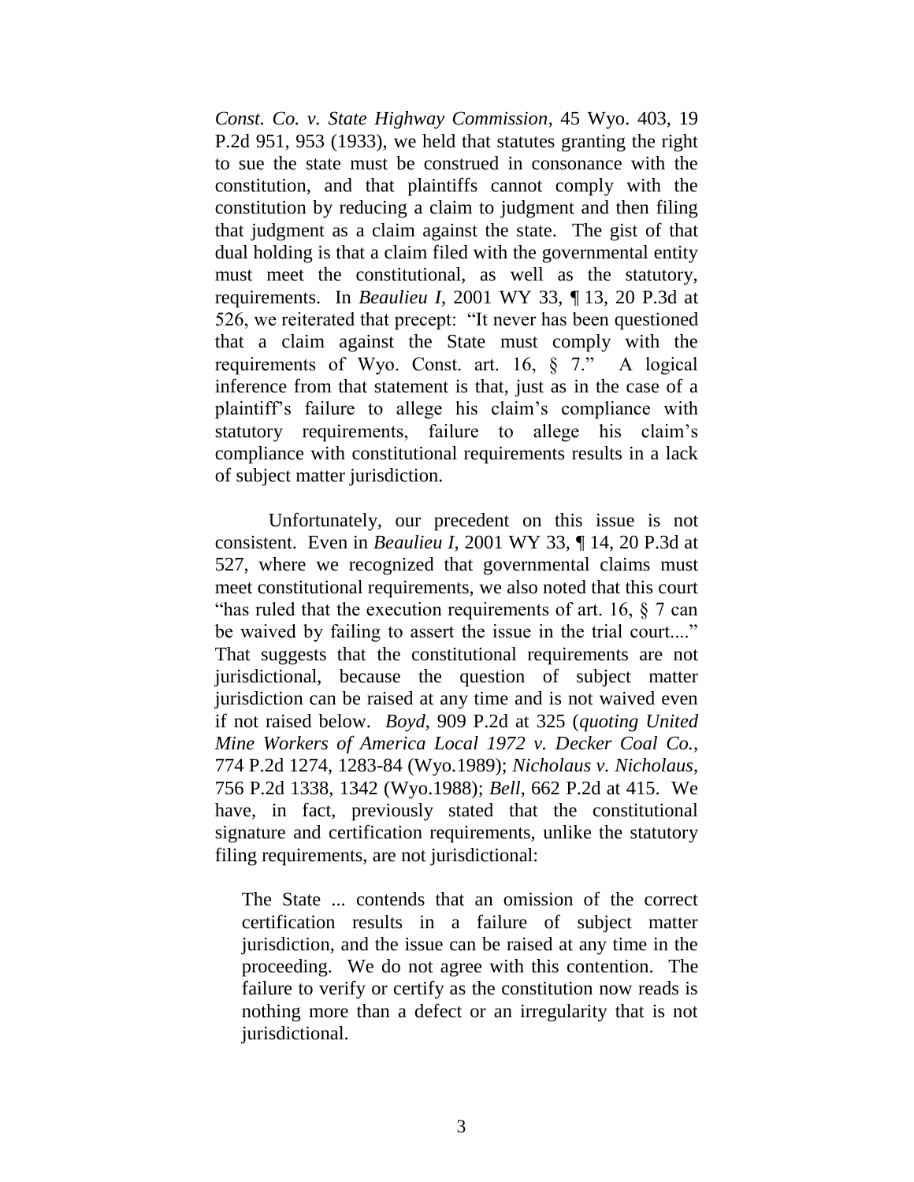*Const. Co. v. State Highway Commission*, 45 Wyo. 403, 19 P.2d 951, 953 (1933), we held that statutes granting the right to sue the state must be construed in consonance with the constitution, and that plaintiffs cannot comply with the constitution by reducing a claim to judgment and then filing that judgment as a claim against the state. The gist of that dual holding is that a claim filed with the governmental entity must meet the constitutional, as well as the statutory, requirements. In *Beaulieu I*, 2001 WY 33, ¶ 13, 20 P.3d at 526, we reiterated that precept: "It never has been questioned that a claim against the State must comply with the requirements of Wyo. Const. art. 16, § 7." A logical inference from that statement is that, just as in the case of a plaintiff's failure to allege his claim's compliance with statutory requirements, failure to allege his claim's compliance with constitutional requirements results in a lack of subject matter jurisdiction.

Unfortunately, our precedent on this issue is not consistent. Even in *Beaulieu I*, 2001 WY 33, ¶ 14, 20 P.3d at 527, where we recognized that governmental claims must meet constitutional requirements, we also noted that this court "has ruled that the execution requirements of art. 16, § 7 can be waived by failing to assert the issue in the trial court...." That suggests that the constitutional requirements are not jurisdictional, because the question of subject matter jurisdiction can be raised at any time and is not waived even if not raised below. *Boyd*, 909 P.2d at 325 (*quoting United Mine Workers of America Local 1972 v. Decker Coal Co.*, 774 P.2d 1274, 1283-84 (Wyo.1989); *Nicholaus v. Nicholaus*, 756 P.2d 1338, 1342 (Wyo.1988); *Bell*, 662 P.2d at 415. We have, in fact, previously stated that the constitutional signature and certification requirements, unlike the statutory filing requirements, are not jurisdictional:

> The State ... contends that an omission of the correct certification results in a failure of subject matter jurisdiction, and the issue can be raised at any time in the proceeding. We do not agree with this contention. The failure to verify or certify as the constitution now reads is nothing more than a defect or an irregularity that is not jurisdictional.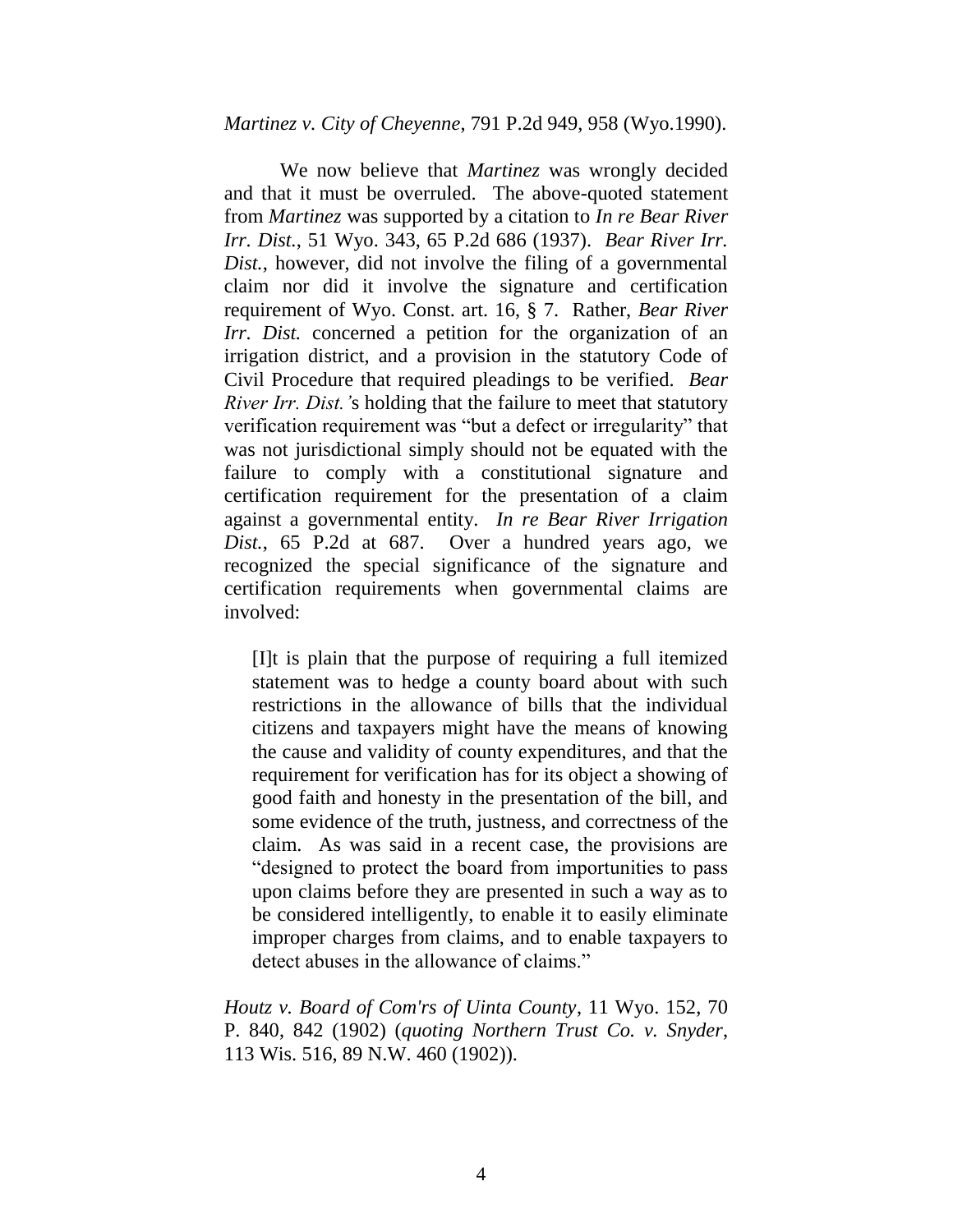*Martinez v. City of Cheyenne*, 791 P.2d 949, 958 (Wyo.1990).

We now believe that *Martinez* was wrongly decided and that it must be overruled. The above-quoted statement from *Martinez* was supported by a citation to *In re Bear River Irr. Dist.*, 51 Wyo. 343, 65 P.2d 686 (1937). *Bear River Irr. Dist.*, however, did not involve the filing of a governmental claim nor did it involve the signature and certification requirement of Wyo. Const. art. 16, § 7. Rather, *Bear River Irr. Dist.* concerned a petition for the organization of an irrigation district, and a provision in the statutory Code of Civil Procedure that required pleadings to be verified. *Bear River Irr. Dist.'*s holding that the failure to meet that statutory verification requirement was "but a defect or irregularity" that was not jurisdictional simply should not be equated with the failure to comply with a constitutional signature and certification requirement for the presentation of a claim against a governmental entity. *In re Bear River Irrigation Dist.*, 65 P.2d at 687. Over a hundred years ago, we recognized the special significance of the signature and certification requirements when governmental claims are involved:

> [I]t is plain that the purpose of requiring a full itemized statement was to hedge a county board about with such restrictions in the allowance of bills that the individual citizens and taxpayers might have the means of knowing the cause and validity of county expenditures, and that the requirement for verification has for its object a showing of good faith and honesty in the presentation of the bill, and some evidence of the truth, justness, and correctness of the claim. As was said in a recent case, the provisions are "designed to protect the board from importunities to pass upon claims before they are presented in such a way as to be considered intelligently, to enable it to easily eliminate improper charges from claims, and to enable taxpayers to detect abuses in the allowance of claims."

*Houtz v. Board of Com'rs of Uinta County*, 11 Wyo. 152, 70 P. 840, 842 (1902) (*quoting Northern Trust Co. v. Snyder*, 113 Wis. 516, 89 N.W. 460 (1902)).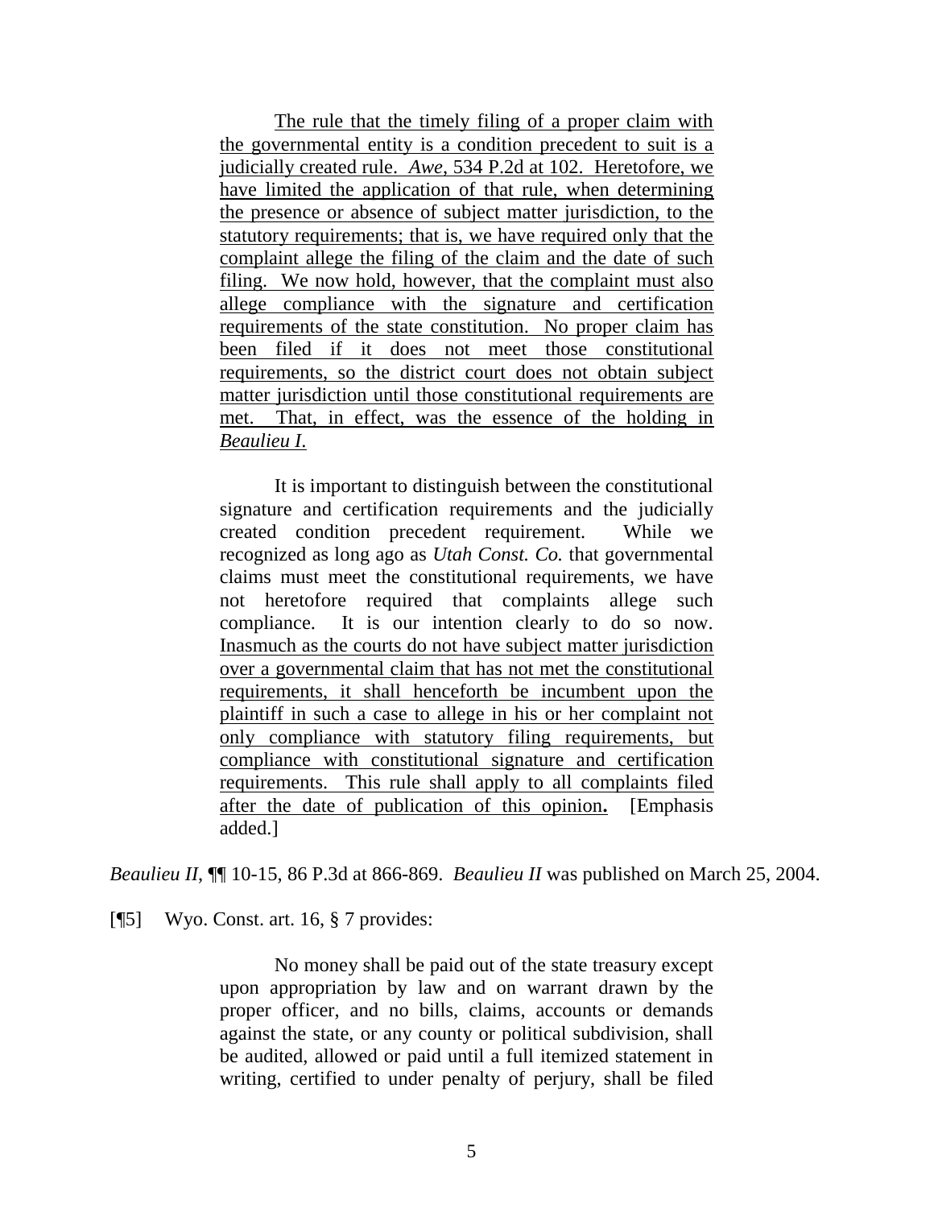> <u>The rule that the timely filing of a proper claim with the governmental entity is a condition precedent to suit is a judicially created rule. *Awe*, 534 P.2d at 102. Heretofore, we have limited the application of that rule, when determining the presence or absence of subject matter jurisdiction, to the statutory requirements; that is, we have required only that the complaint allege the filing of the claim and the date of such filing. We now hold, however, that the complaint must also allege compliance with the signature and certification requirements of the state constitution. No proper claim has been filed if it does not meet those constitutional requirements, so the district court does not obtain subject matter jurisdiction until those constitutional requirements are met. That, in effect, was the essence of the holding in *Beaulieu I*.</u>
>
> It is important to distinguish between the constitutional signature and certification requirements and the judicially created condition precedent requirement. While we recognized as long ago as *Utah Const. Co.* that governmental claims must meet the constitutional requirements, we have not heretofore required that complaints allege such compliance. It is our intention clearly to do so now. <u>Inasmuch as the courts do not have subject matter jurisdiction over a governmental claim that has not met the constitutional requirements, it shall henceforth be incumbent upon the plaintiff in such a case to allege in his or her complaint not only compliance with statutory filing requirements, but compliance with constitutional signature and certification requirements. This rule shall apply to all complaints filed after the date of publication of this opinion</u>**.** [Emphasis added.]

*Beaulieu II*, ¶¶ 10-15, 86 P.3d at 866-869. *Beaulieu II* was published on March 25, 2004.

[¶5] Wyo. Const. art. 16, § 7 provides:

> No money shall be paid out of the state treasury except upon appropriation by law and on warrant drawn by the proper officer, and no bills, claims, accounts or demands against the state, or any county or political subdivision, shall be audited, allowed or paid until a full itemized statement in writing, certified to under penalty of perjury, shall be filed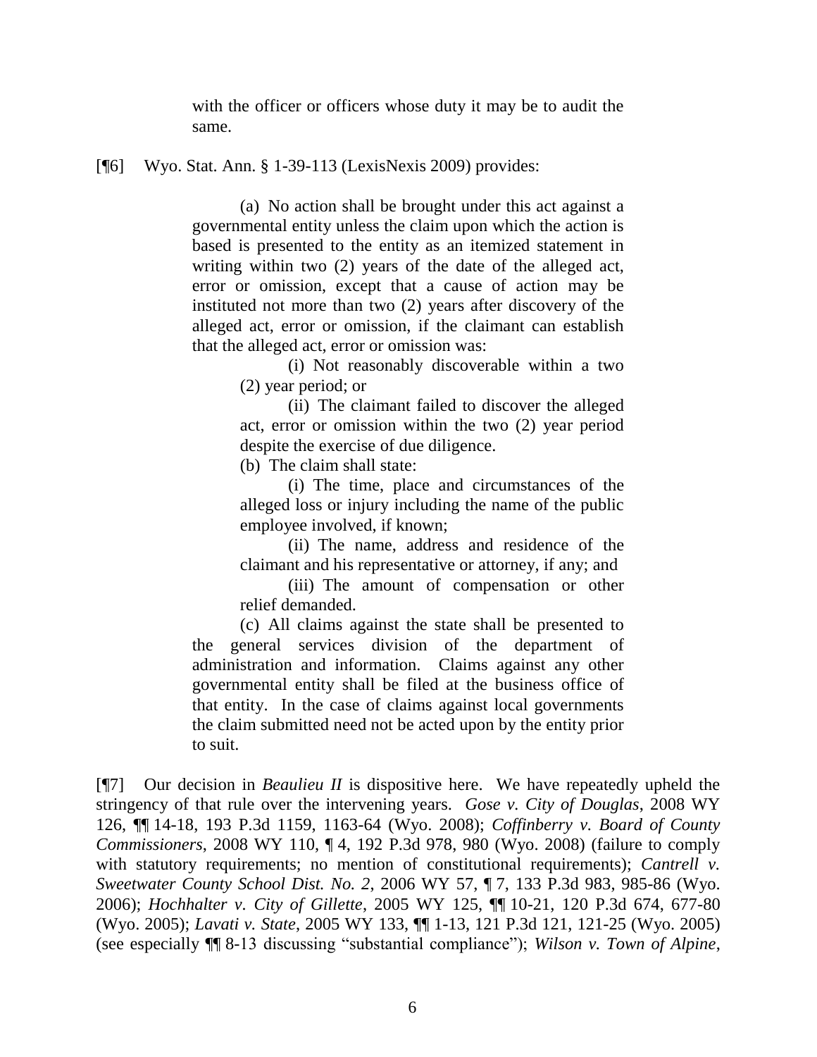> with the officer or officers whose duty it may be to audit the same.

[¶6] Wyo. Stat. Ann. § 1-39-113 (LexisNexis 2009) provides:

> (a) No action shall be brought under this act against a governmental entity unless the claim upon which the action is based is presented to the entity as an itemized statement in writing within two (2) years of the date of the alleged act, error or omission, except that a cause of action may be instituted not more than two (2) years after discovery of the alleged act, error or omission, if the claimant can establish that the alleged act, error or omission was:
>
> > (i) Not reasonably discoverable within a two (2) year period; or
> >
> > (ii) The claimant failed to discover the alleged act, error or omission within the two (2) year period despite the exercise of due diligence.
>
> (b) The claim shall state:
>
> > (i) The time, place and circumstances of the alleged loss or injury including the name of the public employee involved, if known;
> >
> > (ii) The name, address and residence of the claimant and his representative or attorney, if any; and
> >
> > (iii) The amount of compensation or other relief demanded.
>
> (c) All claims against the state shall be presented to the general services division of the department of administration and information. Claims against any other governmental entity shall be filed at the business office of that entity. In the case of claims against local governments the claim submitted need not be acted upon by the entity prior to suit.

[¶7] Our decision in *Beaulieu II* is dispositive here. We have repeatedly upheld the stringency of that rule over the intervening years. *Gose v. City of Douglas*, 2008 WY 126, ¶¶ 14-18, 193 P.3d 1159, 1163-64 (Wyo. 2008); *Coffinberry v. Board of County Commissioners*, 2008 WY 110, ¶ 4, 192 P.3d 978, 980 (Wyo. 2008) (failure to comply with statutory requirements; no mention of constitutional requirements); *Cantrell v. Sweetwater County School Dist. No. 2*, 2006 WY 57, ¶ 7, 133 P.3d 983, 985-86 (Wyo. 2006); *Hochhalter v. City of Gillette*, 2005 WY 125, ¶¶ 10-21, 120 P.3d 674, 677-80 (Wyo. 2005); *Lavati v. State*, 2005 WY 133, ¶¶ 1-13, 121 P.3d 121, 121-25 (Wyo. 2005) (see especially ¶¶ 8-13 discussing "substantial compliance"); *Wilson v. Town of Alpine*,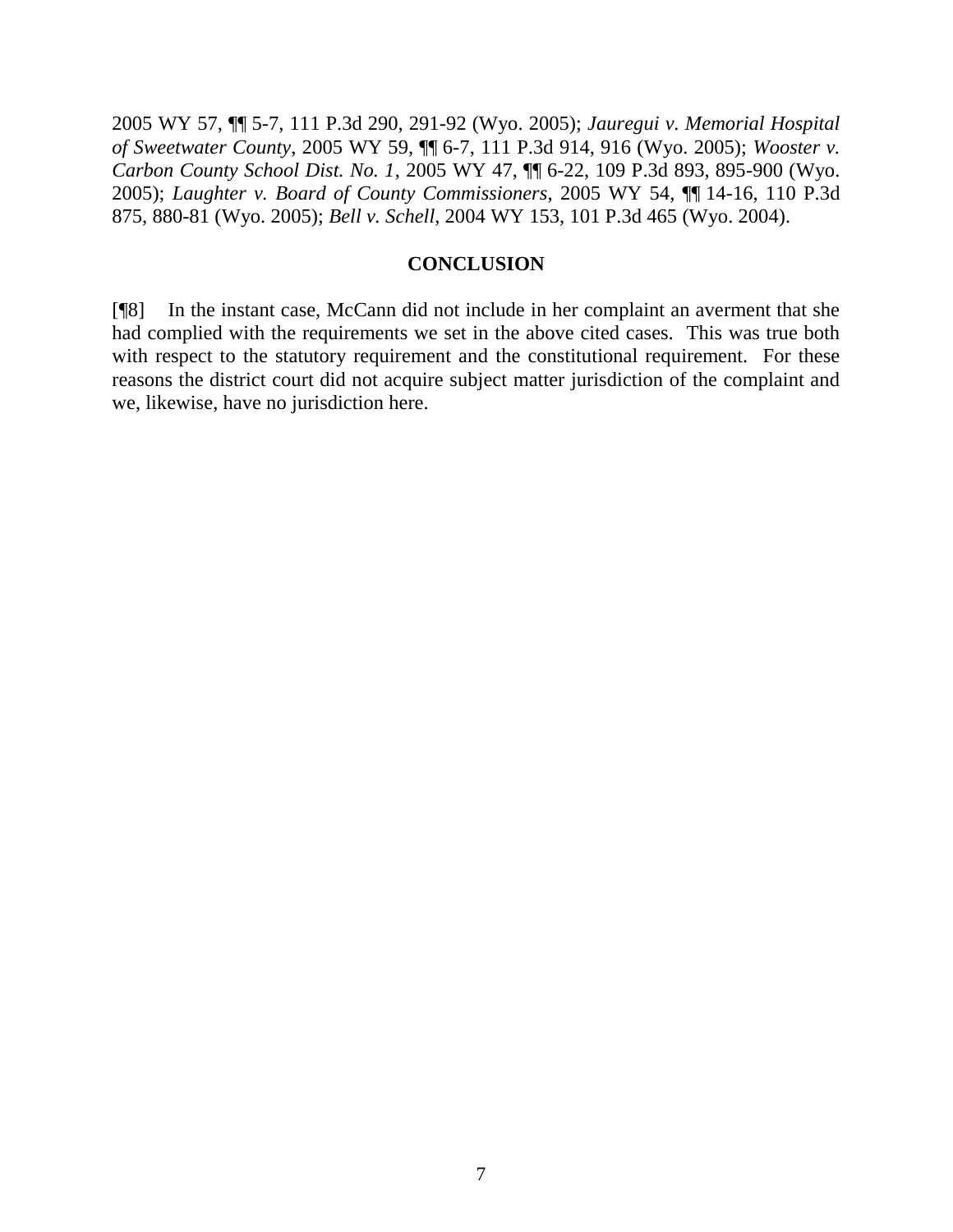2005 WY 57, ¶¶ 5-7, 111 P.3d 290, 291-92 (Wyo. 2005); *Jauregui v. Memorial Hospital of Sweetwater County*, 2005 WY 59, ¶¶ 6-7, 111 P.3d 914, 916 (Wyo. 2005); *Wooster v. Carbon County School Dist. No. 1*, 2005 WY 47, ¶¶ 6-22, 109 P.3d 893, 895-900 (Wyo. 2005); *Laughter v. Board of County Commissioners*, 2005 WY 54, ¶¶ 14-16, 110 P.3d 875, 880-81 (Wyo. 2005); *Bell v. Schell*, 2004 WY 153, 101 P.3d 465 (Wyo. 2004).

## CONCLUSION

[¶8] In the instant case, McCann did not include in her complaint an averment that she had complied with the requirements we set in the above cited cases. This was true both with respect to the statutory requirement and the constitutional requirement. For these reasons the district court did not acquire subject matter jurisdiction of the complaint and we, likewise, have no jurisdiction here.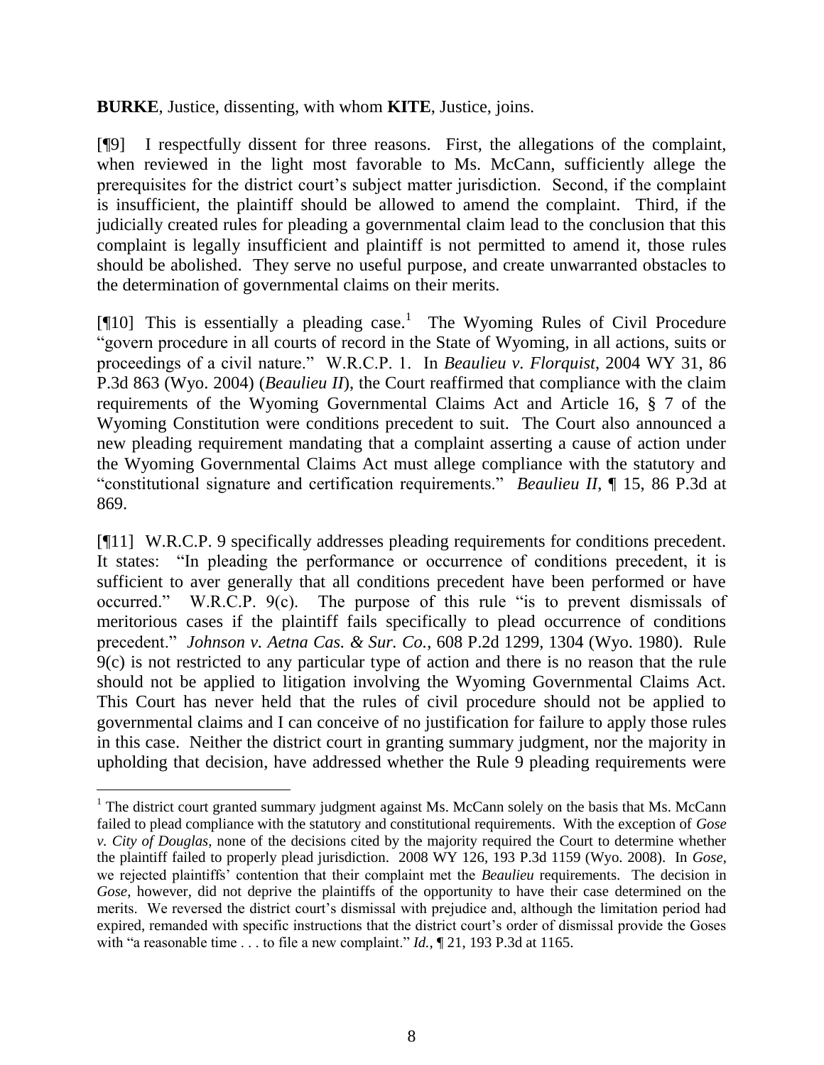**BURKE**, Justice, dissenting, with whom **KITE**, Justice, joins.

[¶9] I respectfully dissent for three reasons. First, the allegations of the complaint, when reviewed in the light most favorable to Ms. McCann, sufficiently allege the prerequisites for the district court's subject matter jurisdiction. Second, if the complaint is insufficient, the plaintiff should be allowed to amend the complaint. Third, if the judicially created rules for pleading a governmental claim lead to the conclusion that this complaint is legally insufficient and plaintiff is not permitted to amend it, those rules should be abolished. They serve no useful purpose, and create unwarranted obstacles to the determination of governmental claims on their merits.

[¶10] This is essentially a pleading case.[1] The Wyoming Rules of Civil Procedure "govern procedure in all courts of record in the State of Wyoming, in all actions, suits or proceedings of a civil nature." W.R.C.P. 1. In *Beaulieu v. Florquist*, 2004 WY 31, 86 P.3d 863 (Wyo. 2004) (*Beaulieu II*), the Court reaffirmed that compliance with the claim requirements of the Wyoming Governmental Claims Act and Article 16, § 7 of the Wyoming Constitution were conditions precedent to suit. The Court also announced a new pleading requirement mandating that a complaint asserting a cause of action under the Wyoming Governmental Claims Act must allege compliance with the statutory and "constitutional signature and certification requirements." *Beaulieu II*, ¶ 15, 86 P.3d at 869.

[¶11] W.R.C.P. 9 specifically addresses pleading requirements for conditions precedent. It states: "In pleading the performance or occurrence of conditions precedent, it is sufficient to aver generally that all conditions precedent have been performed or have occurred." W.R.C.P. 9(c). The purpose of this rule "is to prevent dismissals of meritorious cases if the plaintiff fails specifically to plead occurrence of conditions precedent." *Johnson v. Aetna Cas. & Sur. Co.*, 608 P.2d 1299, 1304 (Wyo. 1980). Rule 9(c) is not restricted to any particular type of action and there is no reason that the rule should not be applied to litigation involving the Wyoming Governmental Claims Act. This Court has never held that the rules of civil procedure should not be applied to governmental claims and I can conceive of no justification for failure to apply those rules in this case. Neither the district court in granting summary judgment, nor the majority in upholding that decision, have addressed whether the Rule 9 pleading requirements were

---

[1] The district court granted summary judgment against Ms. McCann solely on the basis that Ms. McCann failed to plead compliance with the statutory and constitutional requirements. With the exception of *Gose v. City of Douglas*, none of the decisions cited by the majority required the Court to determine whether the plaintiff failed to properly plead jurisdiction. 2008 WY 126, 193 P.3d 1159 (Wyo. 2008). In *Gose*, we rejected plaintiffs' contention that their complaint met the *Beaulieu* requirements. The decision in *Gose*, however, did not deprive the plaintiffs of the opportunity to have their case determined on the merits. We reversed the district court's dismissal with prejudice and, although the limitation period had expired, remanded with specific instructions that the district court's order of dismissal provide the Goses with "a reasonable time . . . to file a new complaint." *Id.*, ¶ 21, 193 P.3d at 1165.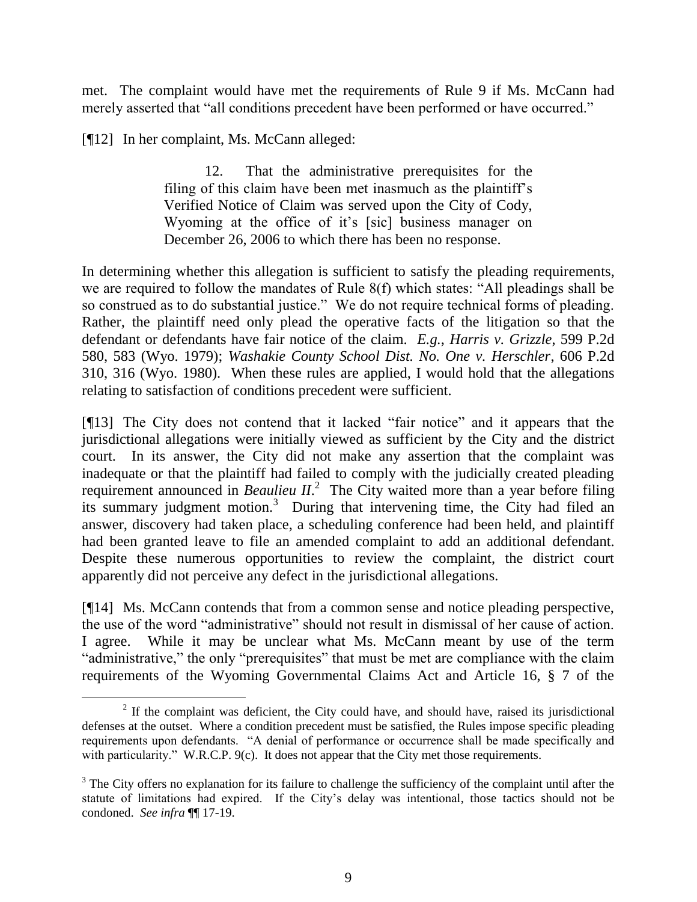met. The complaint would have met the requirements of Rule 9 if Ms. McCann had merely asserted that "all conditions precedent have been performed or have occurred."

[¶12] In her complaint, Ms. McCann alleged:

> 12. That the administrative prerequisites for the filing of this claim have been met inasmuch as the plaintiff's Verified Notice of Claim was served upon the City of Cody, Wyoming at the office of it's [sic] business manager on December 26, 2006 to which there has been no response.

In determining whether this allegation is sufficient to satisfy the pleading requirements, we are required to follow the mandates of Rule 8(f) which states: "All pleadings shall be so construed as to do substantial justice." We do not require technical forms of pleading. Rather, the plaintiff need only plead the operative facts of the litigation so that the defendant or defendants have fair notice of the claim. *E.g.*, *Harris v. Grizzle*, 599 P.2d 580, 583 (Wyo. 1979); *Washakie County School Dist. No. One v. Herschler*, 606 P.2d 310, 316 (Wyo. 1980). When these rules are applied, I would hold that the allegations relating to satisfaction of conditions precedent were sufficient.

[¶13] The City does not contend that it lacked "fair notice" and it appears that the jurisdictional allegations were initially viewed as sufficient by the City and the district court. In its answer, the City did not make any assertion that the complaint was inadequate or that the plaintiff had failed to comply with the judicially created pleading requirement announced in *Beaulieu II*.[2] The City waited more than a year before filing its summary judgment motion.[3] During that intervening time, the City had filed an answer, discovery had taken place, a scheduling conference had been held, and plaintiff had been granted leave to file an amended complaint to add an additional defendant. Despite these numerous opportunities to review the complaint, the district court apparently did not perceive any defect in the jurisdictional allegations.

[¶14] Ms. McCann contends that from a common sense and notice pleading perspective, the use of the word "administrative" should not result in dismissal of her cause of action. I agree. While it may be unclear what Ms. McCann meant by use of the term "administrative," the only "prerequisites" that must be met are compliance with the claim requirements of the Wyoming Governmental Claims Act and Article 16, § 7 of the

---

[2] If the complaint was deficient, the City could have, and should have, raised its jurisdictional defenses at the outset. Where a condition precedent must be satisfied, the Rules impose specific pleading requirements upon defendants. "A denial of performance or occurrence shall be made specifically and with particularity." W.R.C.P. 9(c). It does not appear that the City met those requirements.

[3] The City offers no explanation for its failure to challenge the sufficiency of the complaint until after the statute of limitations had expired. If the City's delay was intentional, those tactics should not be condoned. *See infra* ¶¶ 17-19.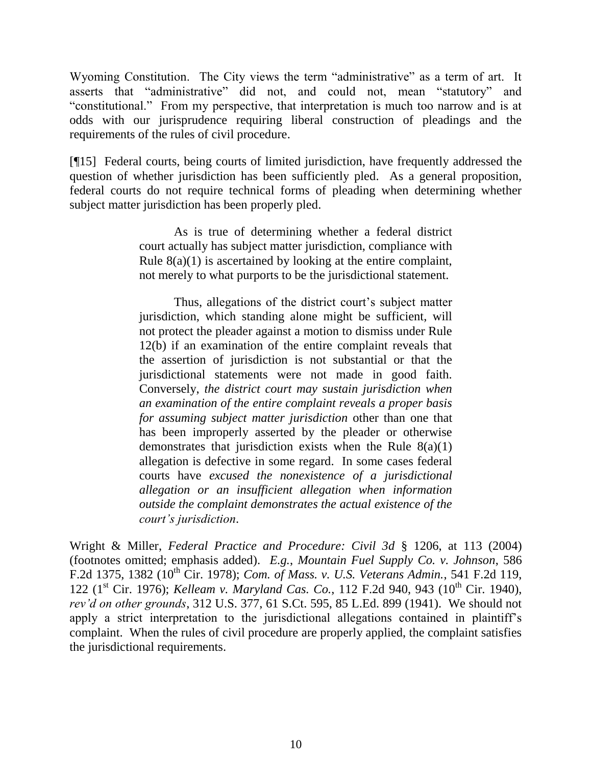Wyoming Constitution. The City views the term "administrative" as a term of art. It asserts that "administrative" did not, and could not, mean "statutory" and "constitutional." From my perspective, that interpretation is much too narrow and is at odds with our jurisprudence requiring liberal construction of pleadings and the requirements of the rules of civil procedure.

[¶15] Federal courts, being courts of limited jurisdiction, have frequently addressed the question of whether jurisdiction has been sufficiently pled. As a general proposition, federal courts do not require technical forms of pleading when determining whether subject matter jurisdiction has been properly pled.

> As is true of determining whether a federal district court actually has subject matter jurisdiction, compliance with Rule 8(a)(1) is ascertained by looking at the entire complaint, not merely to what purports to be the jurisdictional statement.
>
> Thus, allegations of the district court's subject matter jurisdiction, which standing alone might be sufficient, will not protect the pleader against a motion to dismiss under Rule 12(b) if an examination of the entire complaint reveals that the assertion of jurisdiction is not substantial or that the jurisdictional statements were not made in good faith. Conversely, *the district court may sustain jurisdiction when an examination of the entire complaint reveals a proper basis for assuming subject matter jurisdiction* other than one that has been improperly asserted by the pleader or otherwise demonstrates that jurisdiction exists when the Rule 8(a)(1) allegation is defective in some regard. In some cases federal courts have *excused the nonexistence of a jurisdictional allegation or an insufficient allegation when information outside the complaint demonstrates the actual existence of the court's jurisdiction*.

Wright & Miller, *Federal Practice and Procedure: Civil 3d* § 1206, at 113 (2004) (footnotes omitted; emphasis added). *E.g.*, *Mountain Fuel Supply Co. v. Johnson*, 586 F.2d 1375, 1382 (10th Cir. 1978); *Com. of Mass. v. U.S. Veterans Admin.*, 541 F.2d 119, 122 (1st Cir. 1976); *Kelleam v. Maryland Cas. Co.*, 112 F.2d 940, 943 (10th Cir. 1940), *rev'd on other grounds*, 312 U.S. 377, 61 S.Ct. 595, 85 L.Ed. 899 (1941). We should not apply a strict interpretation to the jurisdictional allegations contained in plaintiff's complaint. When the rules of civil procedure are properly applied, the complaint satisfies the jurisdictional requirements.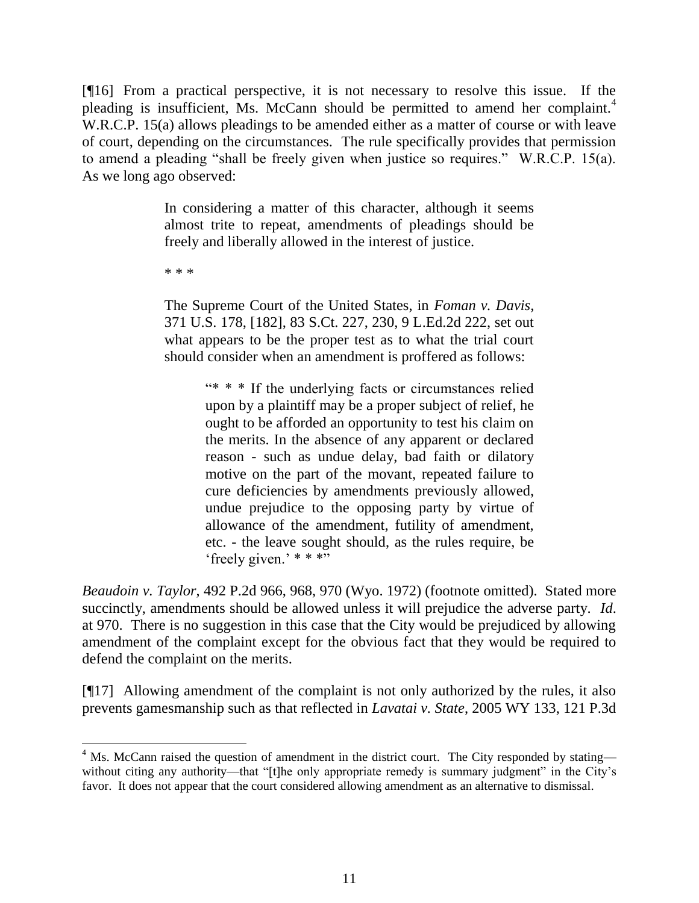[¶16] From a practical perspective, it is not necessary to resolve this issue. If the pleading is insufficient, Ms. McCann should be permitted to amend her complaint.[4] W.R.C.P. 15(a) allows pleadings to be amended either as a matter of course or with leave of court, depending on the circumstances. The rule specifically provides that permission to amend a pleading "shall be freely given when justice so requires." W.R.C.P. 15(a). As we long ago observed:

> In considering a matter of this character, although it seems almost trite to repeat, amendments of pleadings should be freely and liberally allowed in the interest of justice.
>
> * * *
>
> The Supreme Court of the United States, in *Foman v. Davis*, 371 U.S. 178, [182], 83 S.Ct. 227, 230, 9 L.Ed.2d 222, set out what appears to be the proper test as to what the trial court should consider when an amendment is proffered as follows:
>
> > "* * * If the underlying facts or circumstances relied upon by a plaintiff may be a proper subject of relief, he ought to be afforded an opportunity to test his claim on the merits. In the absence of any apparent or declared reason - such as undue delay, bad faith or dilatory motive on the part of the movant, repeated failure to cure deficiencies by amendments previously allowed, undue prejudice to the opposing party by virtue of allowance of the amendment, futility of amendment, etc. - the leave sought should, as the rules require, be 'freely given.' * * *"

*Beaudoin v. Taylor*, 492 P.2d 966, 968, 970 (Wyo. 1972) (footnote omitted). Stated more succinctly, amendments should be allowed unless it will prejudice the adverse party. *Id*. at 970. There is no suggestion in this case that the City would be prejudiced by allowing amendment of the complaint except for the obvious fact that they would be required to defend the complaint on the merits.

[¶17] Allowing amendment of the complaint is not only authorized by the rules, it also prevents gamesmanship such as that reflected in *Lavatai v. State*, 2005 WY 133, 121 P.3d

---

[4] Ms. McCann raised the question of amendment in the district court. The City responded by stating—without citing any authority—that "[t]he only appropriate remedy is summary judgment" in the City's favor. It does not appear that the court considered allowing amendment as an alternative to dismissal.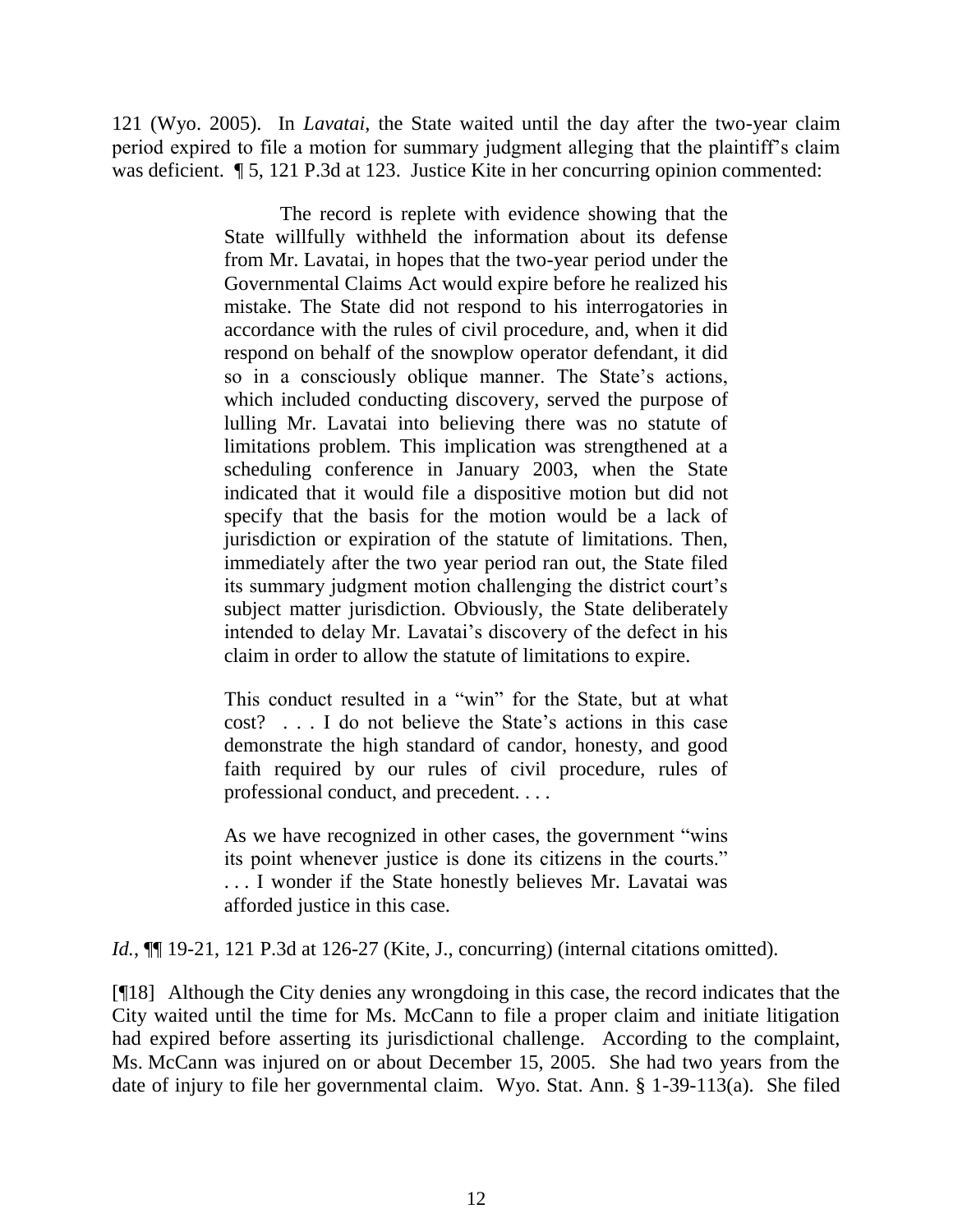121 (Wyo. 2005). In *Lavatai*, the State waited until the day after the two-year claim period expired to file a motion for summary judgment alleging that the plaintiff's claim was deficient. ¶ 5, 121 P.3d at 123. Justice Kite in her concurring opinion commented:

> The record is replete with evidence showing that the State willfully withheld the information about its defense from Mr. Lavatai, in hopes that the two-year period under the Governmental Claims Act would expire before he realized his mistake. The State did not respond to his interrogatories in accordance with the rules of civil procedure, and, when it did respond on behalf of the snowplow operator defendant, it did so in a consciously oblique manner. The State's actions, which included conducting discovery, served the purpose of lulling Mr. Lavatai into believing there was no statute of limitations problem. This implication was strengthened at a scheduling conference in January 2003, when the State indicated that it would file a dispositive motion but did not specify that the basis for the motion would be a lack of jurisdiction or expiration of the statute of limitations. Then, immediately after the two year period ran out, the State filed its summary judgment motion challenging the district court's subject matter jurisdiction. Obviously, the State deliberately intended to delay Mr. Lavatai's discovery of the defect in his claim in order to allow the statute of limitations to expire.
>
> This conduct resulted in a "win" for the State, but at what cost? . . . I do not believe the State's actions in this case demonstrate the high standard of candor, honesty, and good faith required by our rules of civil procedure, rules of professional conduct, and precedent. . . .
>
> As we have recognized in other cases, the government "wins its point whenever justice is done its citizens in the courts." . . . I wonder if the State honestly believes Mr. Lavatai was afforded justice in this case.

*Id.*, ¶¶ 19-21, 121 P.3d at 126-27 (Kite, J., concurring) (internal citations omitted).

[¶18] Although the City denies any wrongdoing in this case, the record indicates that the City waited until the time for Ms. McCann to file a proper claim and initiate litigation had expired before asserting its jurisdictional challenge. According to the complaint, Ms. McCann was injured on or about December 15, 2005. She had two years from the date of injury to file her governmental claim. Wyo. Stat. Ann. § 1-39-113(a). She filed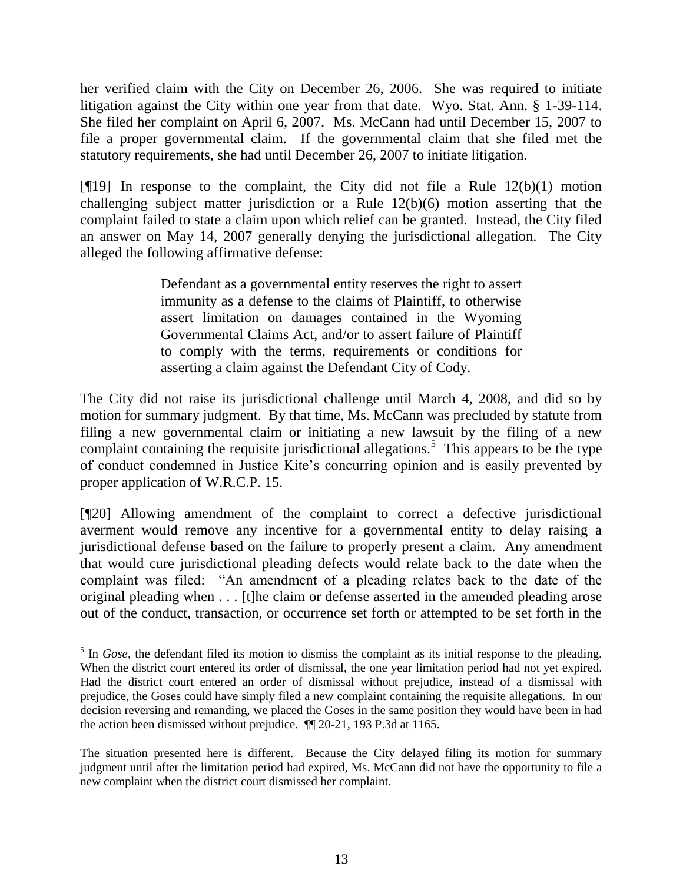her verified claim with the City on December 26, 2006. She was required to initiate litigation against the City within one year from that date. Wyo. Stat. Ann. § 1-39-114. She filed her complaint on April 6, 2007. Ms. McCann had until December 15, 2007 to file a proper governmental claim. If the governmental claim that she filed met the statutory requirements, she had until December 26, 2007 to initiate litigation.

[¶19] In response to the complaint, the City did not file a Rule 12(b)(1) motion challenging subject matter jurisdiction or a Rule 12(b)(6) motion asserting that the complaint failed to state a claim upon which relief can be granted. Instead, the City filed an answer on May 14, 2007 generally denying the jurisdictional allegation. The City alleged the following affirmative defense:

> Defendant as a governmental entity reserves the right to assert immunity as a defense to the claims of Plaintiff, to otherwise assert limitation on damages contained in the Wyoming Governmental Claims Act, and/or to assert failure of Plaintiff to comply with the terms, requirements or conditions for asserting a claim against the Defendant City of Cody.

The City did not raise its jurisdictional challenge until March 4, 2008, and did so by motion for summary judgment. By that time, Ms. McCann was precluded by statute from filing a new governmental claim or initiating a new lawsuit by the filing of a new complaint containing the requisite jurisdictional allegations.[5] This appears to be the type of conduct condemned in Justice Kite's concurring opinion and is easily prevented by proper application of W.R.C.P. 15.

[¶20] Allowing amendment of the complaint to correct a defective jurisdictional averment would remove any incentive for a governmental entity to delay raising a jurisdictional defense based on the failure to properly present a claim. Any amendment that would cure jurisdictional pleading defects would relate back to the date when the complaint was filed: "An amendment of a pleading relates back to the date of the original pleading when . . . [t]he claim or defense asserted in the amended pleading arose out of the conduct, transaction, or occurrence set forth or attempted to be set forth in the

---

[5] In *Gose*, the defendant filed its motion to dismiss the complaint as its initial response to the pleading. When the district court entered its order of dismissal, the one year limitation period had not yet expired. Had the district court entered an order of dismissal without prejudice, instead of a dismissal with prejudice, the Goses could have simply filed a new complaint containing the requisite allegations. In our decision reversing and remanding, we placed the Goses in the same position they would have been in had the action been dismissed without prejudice. ¶¶ 20-21, 193 P.3d at 1165.

The situation presented here is different. Because the City delayed filing its motion for summary judgment until after the limitation period had expired, Ms. McCann did not have the opportunity to file a new complaint when the district court dismissed her complaint.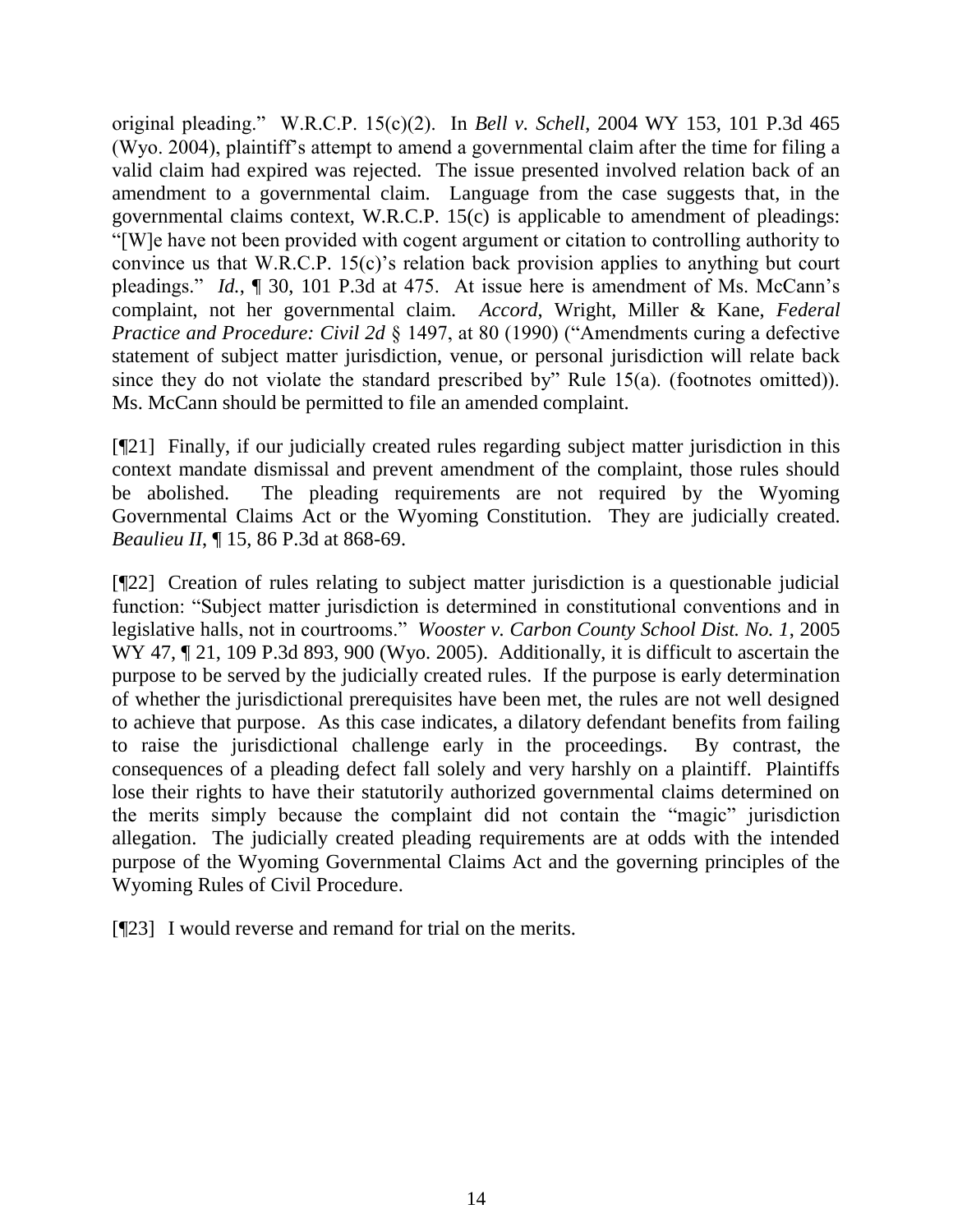original pleading." W.R.C.P. 15(c)(2). In *Bell v. Schell*, 2004 WY 153, 101 P.3d 465 (Wyo. 2004), plaintiff's attempt to amend a governmental claim after the time for filing a valid claim had expired was rejected. The issue presented involved relation back of an amendment to a governmental claim. Language from the case suggests that, in the governmental claims context, W.R.C.P. 15(c) is applicable to amendment of pleadings: "[W]e have not been provided with cogent argument or citation to controlling authority to convince us that W.R.C.P. 15(c)'s relation back provision applies to anything but court pleadings." *Id.*, ¶ 30, 101 P.3d at 475. At issue here is amendment of Ms. McCann's complaint, not her governmental claim. *Accord*, Wright, Miller & Kane, *Federal Practice and Procedure: Civil 2d* § 1497, at 80 (1990) ("Amendments curing a defective statement of subject matter jurisdiction, venue, or personal jurisdiction will relate back since they do not violate the standard prescribed by" Rule 15(a). (footnotes omitted)). Ms. McCann should be permitted to file an amended complaint.

[¶21] Finally, if our judicially created rules regarding subject matter jurisdiction in this context mandate dismissal and prevent amendment of the complaint, those rules should be abolished. The pleading requirements are not required by the Wyoming Governmental Claims Act or the Wyoming Constitution. They are judicially created. *Beaulieu II*, ¶ 15, 86 P.3d at 868-69.

[¶22] Creation of rules relating to subject matter jurisdiction is a questionable judicial function: "Subject matter jurisdiction is determined in constitutional conventions and in legislative halls, not in courtrooms." *Wooster v. Carbon County School Dist. No. 1*, 2005 WY 47, ¶ 21, 109 P.3d 893, 900 (Wyo. 2005). Additionally, it is difficult to ascertain the purpose to be served by the judicially created rules. If the purpose is early determination of whether the jurisdictional prerequisites have been met, the rules are not well designed to achieve that purpose. As this case indicates, a dilatory defendant benefits from failing to raise the jurisdictional challenge early in the proceedings. By contrast, the consequences of a pleading defect fall solely and very harshly on a plaintiff. Plaintiffs lose their rights to have their statutorily authorized governmental claims determined on the merits simply because the complaint did not contain the "magic" jurisdiction allegation. The judicially created pleading requirements are at odds with the intended purpose of the Wyoming Governmental Claims Act and the governing principles of the Wyoming Rules of Civil Procedure.

[¶23] I would reverse and remand for trial on the merits.